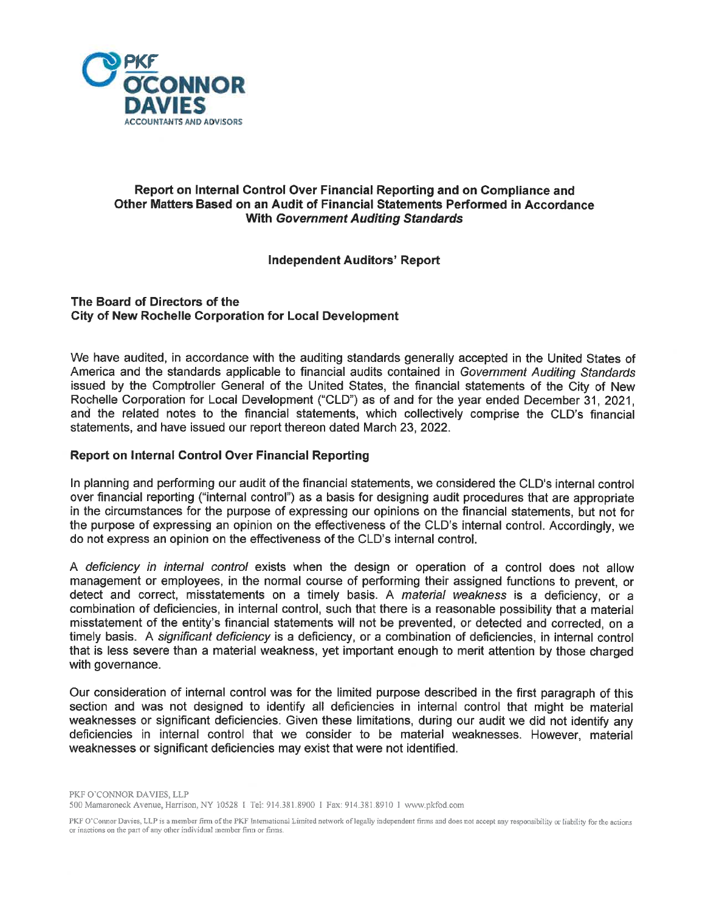PKF O'CONNOR DAVIES
ACCOUNTANTS AND ADVISORS

## Report on Internal Control Over Financial Reporting and on Compliance and Other Matters Based on an Audit of Financial Statements Performed in Accordance With *Government Auditing Standards*

### Independent Auditors' Report

**The Board of Directors of the**
**City of New Rochelle Corporation for Local Development**

We have audited, in accordance with the auditing standards generally accepted in the United States of America and the standards applicable to financial audits contained in *Government Auditing Standards* issued by the Comptroller General of the United States, the financial statements of the City of New Rochelle Corporation for Local Development ("CLD") as of and for the year ended December 31, 2021, and the related notes to the financial statements, which collectively comprise the CLD's financial statements, and have issued our report thereon dated March 23, 2022.

### Report on Internal Control Over Financial Reporting

In planning and performing our audit of the financial statements, we considered the CLD's internal control over financial reporting ("internal control") as a basis for designing audit procedures that are appropriate in the circumstances for the purpose of expressing our opinions on the financial statements, but not for the purpose of expressing an opinion on the effectiveness of the CLD's internal control. Accordingly, we do not express an opinion on the effectiveness of the CLD's internal control.

A *deficiency in internal control* exists when the design or operation of a control does not allow management or employees, in the normal course of performing their assigned functions to prevent, or detect and correct, misstatements on a timely basis. A *material weakness* is a deficiency, or a combination of deficiencies, in internal control, such that there is a reasonable possibility that a material misstatement of the entity's financial statements will not be prevented, or detected and corrected, on a timely basis. A *significant deficiency* is a deficiency, or a combination of deficiencies, in internal control that is less severe than a material weakness, yet important enough to merit attention by those charged with governance.

Our consideration of internal control was for the limited purpose described in the first paragraph of this section and was not designed to identify all deficiencies in internal control that might be material weaknesses or significant deficiencies. Given these limitations, during our audit we did not identify any deficiencies in internal control that we consider to be material weaknesses. However, material weaknesses or significant deficiencies may exist that were not identified.

PKF O'CONNOR DAVIES, LLP
500 Mamaroneck Avenue, Harrison, NY 10528 I Tel: 914.381.8900 I Fax: 914.381.8910 I www.pkfod.com

PKF O'Connor Davies, LLP is a member firm of the PKF International Limited network of legally independent firms and does not accept any responsibility or liability for the actions or inactions on the part of any other individual member firm or firms.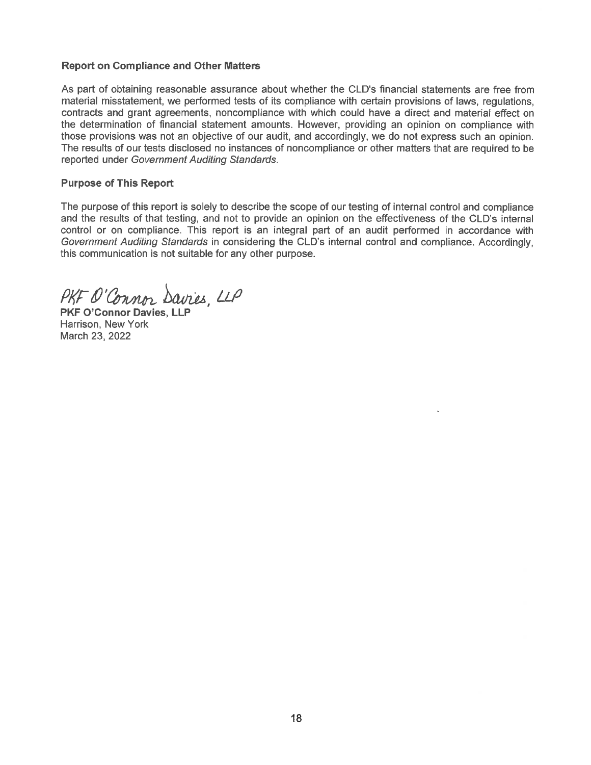**Report on Compliance and Other Matters**

As part of obtaining reasonable assurance about whether the CLD's financial statements are free from material misstatement, we performed tests of its compliance with certain provisions of laws, regulations, contracts and grant agreements, noncompliance with which could have a direct and material effect on the determination of financial statement amounts. However, providing an opinion on compliance with those provisions was not an objective of our audit, and accordingly, we do not express such an opinion. The results of our tests disclosed no instances of noncompliance or other matters that are required to be reported under *Government Auditing Standards*.

**Purpose of This Report**

The purpose of this report is solely to describe the scope of our testing of internal control and compliance and the results of that testing, and not to provide an opinion on the effectiveness of the CLD's internal control or on compliance. This report is an integral part of an audit performed in accordance with *Government Auditing Standards* in considering the CLD's internal control and compliance. Accordingly, this communication is not suitable for any other purpose.

*PKF O'Connor Davies, LLP*

**PKF O'Connor Davies, LLP**
Harrison, New York
March 23, 2022